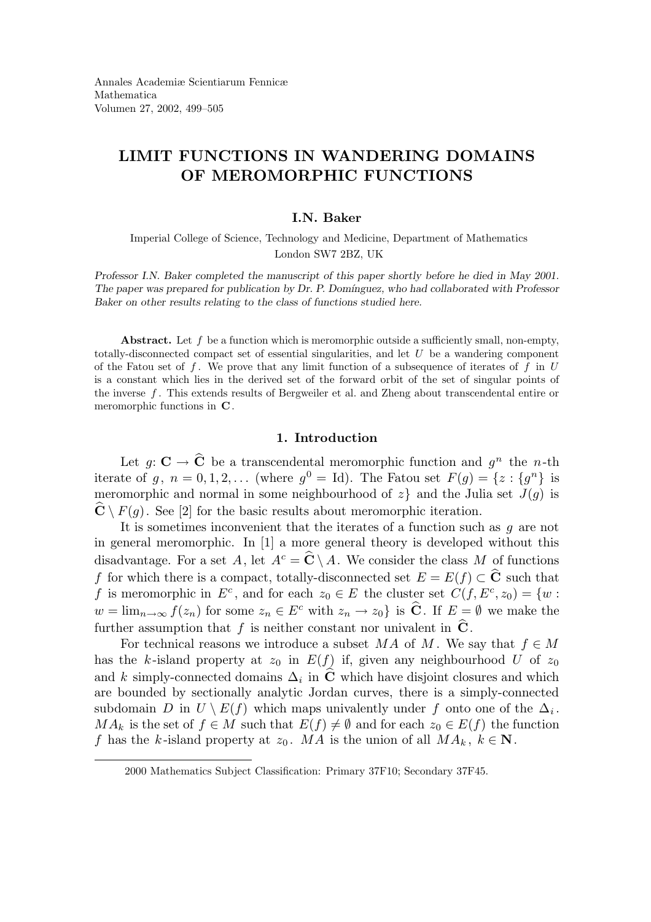# LIMIT FUNCTIONS IN WANDERING DOMAINS OF MEROMORPHIC FUNCTIONS

**I.N. Baker**

Imperial College of Science, Technology and Medicine, Department of Mathematics
London SW7 2BZ, UK

*Professor I.N. Baker completed the manuscript of this paper shortly before he died in May 2001. The paper was prepared for publication by Dr. P. Domínguez, who had collaborated with Professor Baker on other results relating to the class of functions studied here.*

**Abstract.** Let $f$ be a function which is meromorphic outside a sufficiently small, non-empty, totally-disconnected compact set of essential singularities, and let $U$ be a wandering component of the Fatou set of $f$. We prove that any limit function of a subsequence of iterates of $f$ in $U$ is a constant which lies in the derived set of the forward orbit of the set of singular points of the inverse $f$. This extends results of Bergweiler et al. and Zheng about transcendental entire or meromorphic functions in $\mathbf{C}$.

## 1. Introduction

Let $g\colon \mathbf{C} \to \widehat{\mathbf{C}}$ be a transcendental meromorphic function and $g^n$ the $n$-th iterate of $g$, $n = 0, 1, 2, \dots$ (where $g^0 = \mathrm{Id}$). The Fatou set $F(g) = \{z : \{g^n\}$ is meromorphic and normal in some neighbourhood of $z\}$ and the Julia set $J(g)$ is $\widehat{\mathbf{C}} \setminus F(g)$. See [2] for the basic results about meromorphic iteration.

It is sometimes inconvenient that the iterates of a function such as $g$ are not in general meromorphic. In [1] a more general theory is developed without this disadvantage. For a set $A$, let $A^c = \widehat{\mathbf{C}} \setminus A$. We consider the class $M$ of functions $f$ for which there is a compact, totally-disconnected set $E = E(f) \subset \widehat{\mathbf{C}}$ such that $f$ is meromorphic in $E^c$, and for each $z_0 \in E$ the cluster set $C(f, E^c, z_0) = \{w : w = \lim_{n\to\infty} f(z_n)$ for some $z_n \in E^c$ with $z_n \to z_0\}$ is $\widehat{\mathbf{C}}$. If $E = \emptyset$ we make the further assumption that $f$ is neither constant nor univalent in $\widehat{\mathbf{C}}$.

For technical reasons we introduce a subset $MA$ of $M$. We say that $f \in M$ has the $k$-island property at $z_0$ in $E(f)$ if, given any neighbourhood $U$ of $z_0$ and $k$ simply-connected domains $\Delta_i$ in $\widehat{\mathbf{C}}$ which have disjoint closures and which are bounded by sectionally analytic Jordan curves, there is a simply-connected subdomain $D$ in $U \setminus E(f)$ which maps univalently under $f$ onto one of the $\Delta_i$. $MA_k$ is the set of $f \in M$ such that $E(f) \neq \emptyset$ and for each $z_0 \in E(f)$ the function $f$ has the $k$-island property at $z_0$. $MA$ is the union of all $MA_k$, $k \in \mathbf{N}$.

2000 Mathematics Subject Classification: Primary 37F10; Secondary 37F45.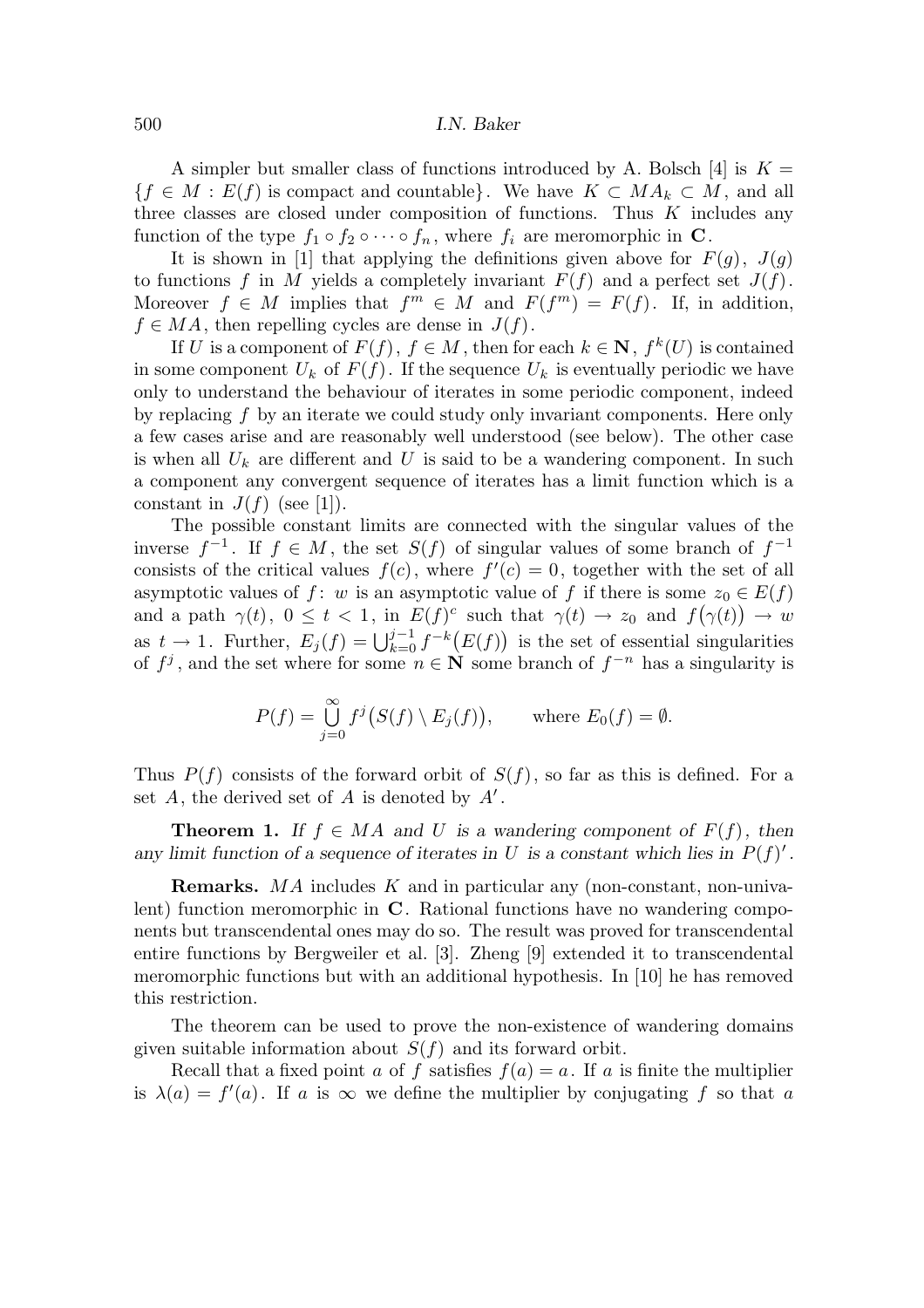A simpler but smaller class of functions introduced by A. Bolsch [4] is $K = \{f \in M : E(f) \text{ is compact and countable}\}$. We have $K \subset MA_k \subset M$, and all three classes are closed under composition of functions. Thus $K$ includes any function of the type $f_1 \circ f_2 \circ \cdots \circ f_n$, where $f_i$ are meromorphic in $\mathbf{C}$.

It is shown in [1] that applying the definitions given above for $F(g)$, $J(g)$ to functions $f$ in $M$ yields a completely invariant $F(f)$ and a perfect set $J(f)$. Moreover $f \in M$ implies that $f^m \in M$ and $F(f^m) = F(f)$. If, in addition, $f \in MA$, then repelling cycles are dense in $J(f)$.

If $U$ is a component of $F(f)$, $f \in M$, then for each $k \in \mathbf{N}$, $f^k(U)$ is contained in some component $U_k$ of $F(f)$. If the sequence $U_k$ is eventually periodic we have only to understand the behaviour of iterates in some periodic component, indeed by replacing $f$ by an iterate we could study only invariant components. Here only a few cases arise and are reasonably well understood (see below). The other case is when all $U_k$ are different and $U$ is said to be a wandering component. In such a component any convergent sequence of iterates has a limit function which is a constant in $J(f)$ (see [1]).

The possible constant limits are connected with the singular values of the inverse $f^{-1}$. If $f \in M$, the set $S(f)$ of singular values of some branch of $f^{-1}$ consists of the critical values $f(c)$, where $f'(c) = 0$, together with the set of all asymptotic values of $f$: $w$ is an asymptotic value of $f$ if there is some $z_0 \in E(f)$ and a path $\gamma(t)$, $0 \le t < 1$, in $E(f)^c$ such that $\gamma(t) \to z_0$ and $f(\gamma(t)) \to w$ as $t \to 1$. Further, $E_j(f) = \bigcup_{k=0}^{j-1} f^{-k}(E(f))$ is the set of essential singularities of $f^j$, and the set where for some $n \in \mathbf{N}$ some branch of $f^{-n}$ has a singularity is

$$P(f) = \bigcup_{j=0}^{\infty} f^j\bigl(S(f) \setminus E_j(f)\bigr), \qquad \text{where } E_0(f) = \emptyset.$$

Thus $P(f)$ consists of the forward orbit of $S(f)$, so far as this is defined. For a set $A$, the derived set of $A$ is denoted by $A'$.

**Theorem 1.** *If $f \in MA$ and $U$ is a wandering component of $F(f)$, then any limit function of a sequence of iterates in $U$ is a constant which lies in $P(f)'$.*

**Remarks.** $MA$ includes $K$ and in particular any (non-constant, non-univalent) function meromorphic in $\mathbf{C}$. Rational functions have no wandering components but transcendental ones may do so. The result was proved for transcendental entire functions by Bergweiler et al. [3]. Zheng [9] extended it to transcendental meromorphic functions but with an additional hypothesis. In [10] he has removed this restriction.

The theorem can be used to prove the non-existence of wandering domains given suitable information about $S(f)$ and its forward orbit.

Recall that a fixed point $a$ of $f$ satisfies $f(a) = a$. If $a$ is finite the multiplier is $\lambda(a) = f'(a)$. If $a$ is $\infty$ we define the multiplier by conjugating $f$ so that $a$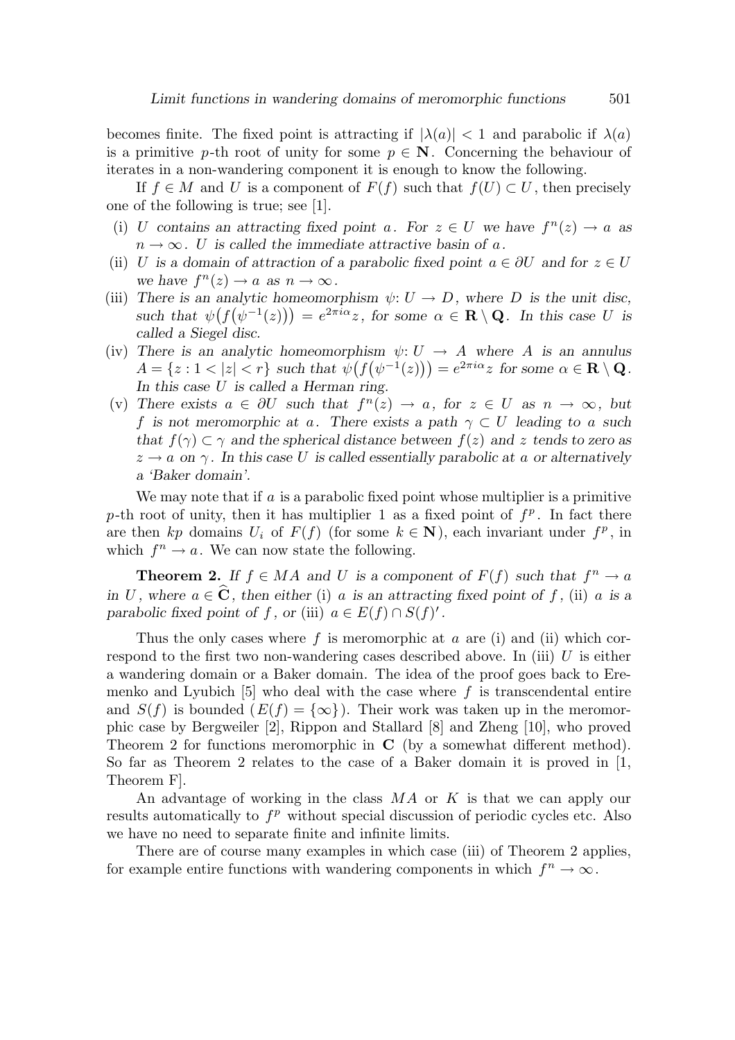becomes finite. The fixed point is attracting if $|\lambda(a)| < 1$ and parabolic if $\lambda(a)$ is a primitive $p$-th root of unity for some $p \in \mathbf{N}$. Concerning the behaviour of iterates in a non-wandering component it is enough to know the following.

If $f \in M$ and $U$ is a component of $F(f)$ such that $f(U) \subset U$, then precisely one of the following is true; see [1].

(i) *$U$ contains an attracting fixed point $a$. For $z \in U$ we have $f^n(z) \to a$ as $n \to \infty$. $U$ is called the immediate attractive basin of $a$.*

(ii) *$U$ is a domain of attraction of a parabolic fixed point $a \in \partial U$ and for $z \in U$ we have $f^n(z) \to a$ as $n \to \infty$.*

(iii) *There is an analytic homeomorphism $\psi \colon U \to D$, where $D$ is the unit disc, such that $\psi\bigl(f\bigl(\psi^{-1}(z)\bigr)\bigr) = e^{2\pi i\alpha}z$, for some $\alpha \in \mathbf{R} \setminus \mathbf{Q}$. In this case $U$ is called a Siegel disc.*

(iv) *There is an analytic homeomorphism $\psi \colon U \to A$ where $A$ is an annulus $A = \{z : 1 < |z| < r\}$ such that $\psi\bigl(f\bigl(\psi^{-1}(z)\bigr)\bigr) = e^{2\pi i\alpha}z$ for some $\alpha \in \mathbf{R} \setminus \mathbf{Q}$. In this case $U$ is called a Herman ring.*

(v) *There exists $a \in \partial U$ such that $f^n(z) \to a$, for $z \in U$ as $n \to \infty$, but $f$ is not meromorphic at $a$. There exists a path $\gamma \subset U$ leading to $a$ such that $f(\gamma) \subset \gamma$ and the spherical distance between $f(z)$ and $z$ tends to zero as $z \to a$ on $\gamma$. In this case $U$ is called essentially parabolic at $a$ or alternatively a 'Baker domain'.*

We may note that if $a$ is a parabolic fixed point whose multiplier is a primitive $p$-th root of unity, then it has multiplier 1 as a fixed point of $f^p$. In fact there are then $kp$ domains $U_i$ of $F(f)$ (for some $k \in \mathbf{N}$), each invariant under $f^p$, in which $f^n \to a$. We can now state the following.

**Theorem 2.** *If $f \in MA$ and $U$ is a component of $F(f)$ such that $f^n \to a$ in $U$, where $a \in \widehat{\mathbf{C}}$, then either* (i) *$a$ is an attracting fixed point of $f$,* (ii) *$a$ is a parabolic fixed point of $f$, or* (iii) *$a \in E(f) \cap S(f)'$.*

Thus the only cases where $f$ is meromorphic at $a$ are (i) and (ii) which correspond to the first two non-wandering cases described above. In (iii) $U$ is either a wandering domain or a Baker domain. The idea of the proof goes back to Eremenko and Lyubich [5] who deal with the case where $f$ is transcendental entire and $S(f)$ is bounded ($E(f) = \{\infty\}$). Their work was taken up in the meromorphic case by Bergweiler [2], Rippon and Stallard [8] and Zheng [10], who proved Theorem 2 for functions meromorphic in $\mathbf{C}$ (by a somewhat different method). So far as Theorem 2 relates to the case of a Baker domain it is proved in [1, Theorem F].

An advantage of working in the class $MA$ or $K$ is that we can apply our results automatically to $f^p$ without special discussion of periodic cycles etc. Also we have no need to separate finite and infinite limits.

There are of course many examples in which case (iii) of Theorem 2 applies, for example entire functions with wandering components in which $f^n \to \infty$.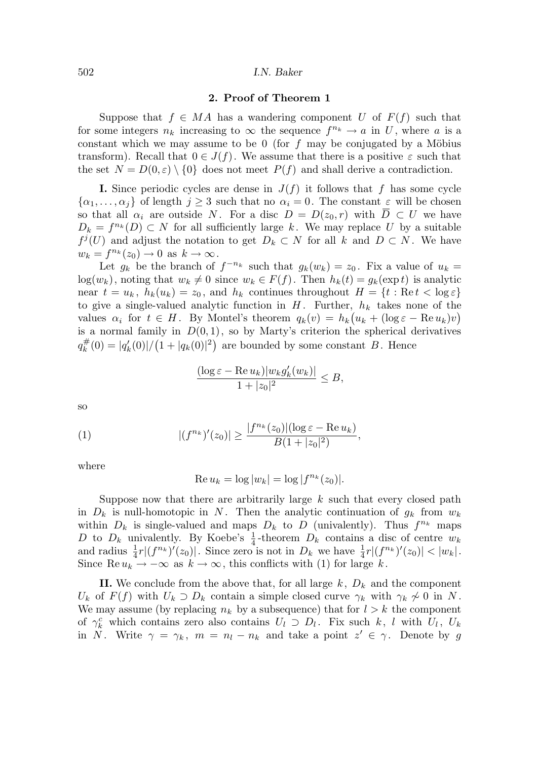## 2. Proof of Theorem 1

Suppose that $f \in MA$ has a wandering component $U$ of $F(f)$ such that for some integers $n_k$ increasing to $\infty$ the sequence $f^{n_k} \to a$ in $U$, where $a$ is a constant which we may assume to be 0 (for $f$ may be conjugated by a Möbius transform). Recall that $0 \in J(f)$. We assume that there is a positive $\varepsilon$ such that the set $N = D(0,\varepsilon) \setminus \{0\}$ does not meet $P(f)$ and shall derive a contradiction.

**I.** Since periodic cycles are dense in $J(f)$ it follows that $f$ has some cycle $\{\alpha_1, \dots, \alpha_j\}$ of length $j \geq 3$ such that no $\alpha_i = 0$. The constant $\varepsilon$ will be chosen so that all $\alpha_i$ are outside $N$. For a disc $D = D(z_0, r)$ with $\overline{D} \subset U$ we have $D_k = f^{n_k}(D) \subset N$ for all sufficiently large $k$. We may replace $U$ by a suitable $f^j(U)$ and adjust the notation to get $D_k \subset N$ for all $k$ and $D \subset N$. We have $w_k = f^{n_k}(z_0) \to 0$ as $k \to \infty$.

Let $g_k$ be the branch of $f^{-n_k}$ such that $g_k(w_k) = z_0$. Fix a value of $u_k = \log(w_k)$, noting that $w_k \neq 0$ since $w_k \in F(f)$. Then $h_k(t) = g_k(\exp t)$ is analytic near $t = u_k$, $h_k(u_k) = z_0$, and $h_k$ continues throughout $H = \{t : \operatorname{Re} t < \log \varepsilon\}$ to give a single-valued analytic function in $H$. Further, $h_k$ takes none of the values $\alpha_i$ for $t \in H$. By Montel's theorem $q_k(v) = h_k\big(u_k + (\log\varepsilon - \operatorname{Re} u_k)v\big)$ is a normal family in $D(0,1)$, so by Marty's criterion the spherical derivatives $q_k^{\#}(0) = |q_k'(0)|/\big(1 + |q_k(0)|^2\big)$ are bounded by some constant $B$. Hence

$$\frac{(\log\varepsilon - \operatorname{Re} u_k)|w_k g_k'(w_k)|}{1 + |z_0|^2} \leq B,$$

so

$$|(f^{n_k})'(z_0)| \geq \frac{|f^{n_k}(z_0)|(\log\varepsilon - \operatorname{Re} u_k)}{B(1 + |z_0|^2)}, \tag{1}$$

where

$$\operatorname{Re} u_k = \log|w_k| = \log|f^{n_k}(z_0)|.$$

Suppose now that there are arbitrarily large $k$ such that every closed path in $D_k$ is null-homotopic in $N$. Then the analytic continuation of $g_k$ from $w_k$ within $D_k$ is single-valued and maps $D_k$ to $D$ (univalently). Thus $f^{n_k}$ maps $D$ to $D_k$ univalently. By Koebe's $\frac{1}{4}$-theorem $D_k$ contains a disc of centre $w_k$ and radius $\frac{1}{4}r|(f^{n_k})'(z_0)|$. Since zero is not in $D_k$ we have $\frac{1}{4}r|(f^{n_k})'(z_0)| < |w_k|$. Since $\operatorname{Re} u_k \to -\infty$ as $k \to \infty$, this conflicts with (1) for large $k$.

**II.** We conclude from the above that, for all large $k$, $D_k$ and the component $U_k$ of $F(f)$ with $U_k \supset D_k$ contain a simple closed curve $\gamma_k$ with $\gamma_k \not\sim 0$ in $N$. We may assume (by replacing $n_k$ by a subsequence) that for $l > k$ the component of $\gamma_k^c$ which contains zero also contains $U_l \supset D_l$. Fix such $k$, $l$ with $U_l$, $U_k$ in $N$. Write $\gamma = \gamma_k$, $m = n_l - n_k$ and take a point $z' \in \gamma$. Denote by $g$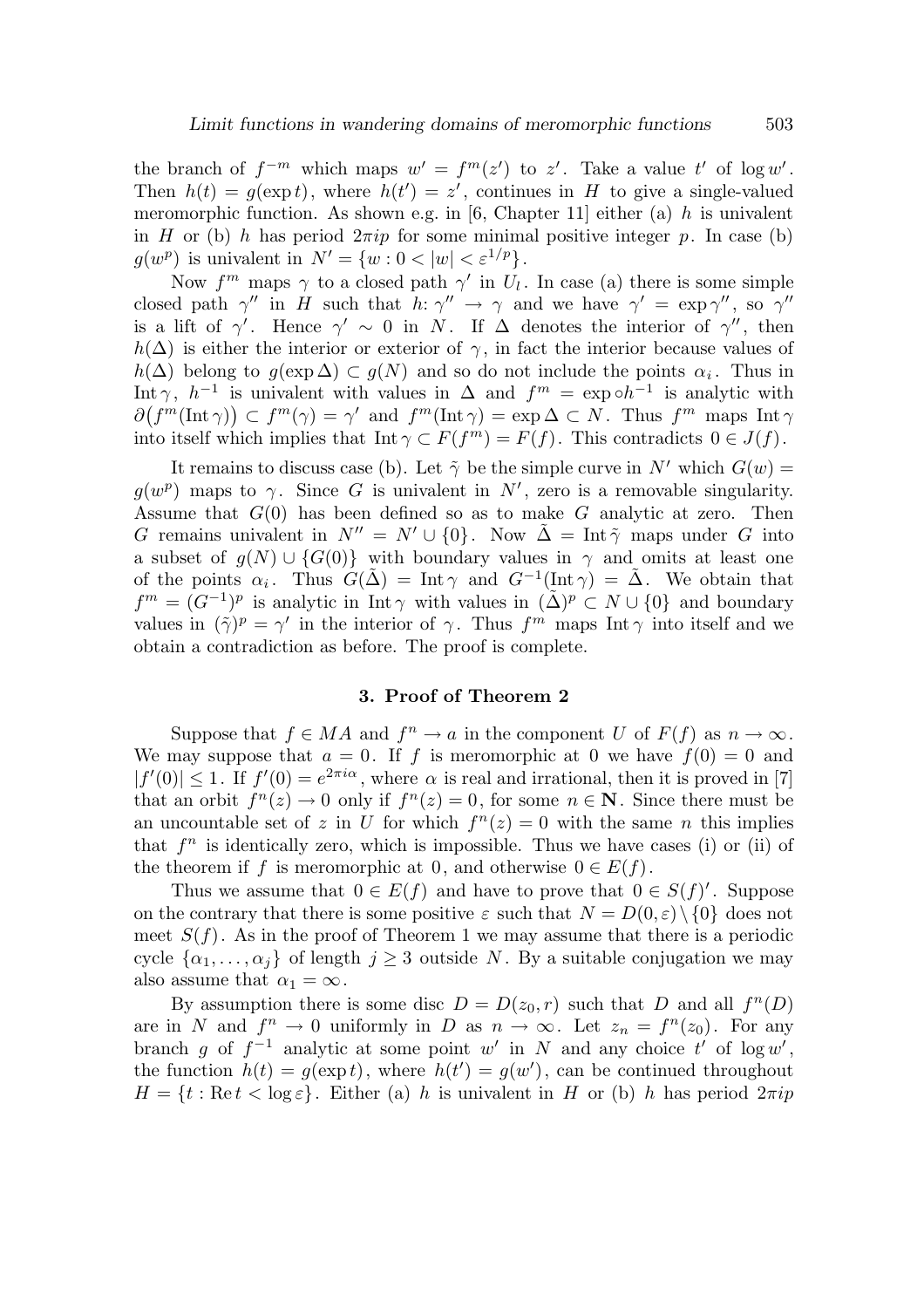the branch of $f^{-m}$ which maps $w' = f^m(z')$ to $z'$. Take a value $t'$ of $\log w'$. Then $h(t) = g(\exp t)$, where $h(t') = z'$, continues in $H$ to give a single-valued meromorphic function. As shown e.g. in [6, Chapter 11] either (a) $h$ is univalent in $H$ or (b) $h$ has period $2\pi i p$ for some minimal positive integer $p$. In case (b) $g(w^p)$ is univalent in $N' = \{w : 0 < |w| < \varepsilon^{1/p}\}$.

Now $f^m$ maps $\gamma$ to a closed path $\gamma'$ in $U_l$. In case (a) there is some simple closed path $\gamma''$ in $H$ such that $h\colon \gamma'' \to \gamma$ and we have $\gamma' = \exp\gamma''$, so $\gamma''$ is a lift of $\gamma'$. Hence $\gamma' \sim 0$ in $N$. If $\Delta$ denotes the interior of $\gamma''$, then $h(\Delta)$ is either the interior or exterior of $\gamma$, in fact the interior because values of $h(\Delta)$ belong to $g(\exp\Delta) \subset g(N)$ and so do not include the points $\alpha_i$. Thus in $\operatorname{Int}\gamma$, $h^{-1}$ is univalent with values in $\Delta$ and $f^m = \exp\circ h^{-1}$ is analytic with $\partial\big(f^m(\operatorname{Int}\gamma)\big) \subset f^m(\gamma) = \gamma'$ and $f^m(\operatorname{Int}\gamma) = \exp\Delta \subset N$. Thus $f^m$ maps $\operatorname{Int}\gamma$ into itself which implies that $\operatorname{Int}\gamma \subset F(f^m) = F(f)$. This contradicts $0 \in J(f)$.

It remains to discuss case (b). Let $\tilde{\gamma}$ be the simple curve in $N'$ which $G(w) = g(w^p)$ maps to $\gamma$. Since $G$ is univalent in $N'$, zero is a removable singularity. Assume that $G(0)$ has been defined so as to make $G$ analytic at zero. Then $G$ remains univalent in $N'' = N' \cup \{0\}$. Now $\tilde{\Delta} = \operatorname{Int}\tilde{\gamma}$ maps under $G$ into a subset of $g(N) \cup \{G(0)\}$ with boundary values in $\gamma$ and omits at least one of the points $\alpha_i$. Thus $G(\tilde{\Delta}) = \operatorname{Int}\gamma$ and $G^{-1}(\operatorname{Int}\gamma) = \tilde{\Delta}$. We obtain that $f^m = (G^{-1})^p$ is analytic in $\operatorname{Int}\gamma$ with values in $(\tilde{\Delta})^p \subset N \cup \{0\}$ and boundary values in $(\tilde{\gamma})^p = \gamma'$ in the interior of $\gamma$. Thus $f^m$ maps $\operatorname{Int}\gamma$ into itself and we obtain a contradiction as before. The proof is complete.

### 3. Proof of Theorem 2

Suppose that $f \in MA$ and $f^n \to a$ in the component $U$ of $F(f)$ as $n \to \infty$. We may suppose that $a = 0$. If $f$ is meromorphic at 0 we have $f(0) = 0$ and $|f'(0)| \le 1$. If $f'(0) = e^{2\pi i\alpha}$, where $\alpha$ is real and irrational, then it is proved in [7] that an orbit $f^n(z) \to 0$ only if $f^n(z) = 0$, for some $n \in \mathbf{N}$. Since there must be an uncountable set of $z$ in $U$ for which $f^n(z) = 0$ with the same $n$ this implies that $f^n$ is identically zero, which is impossible. Thus we have cases (i) or (ii) of the theorem if $f$ is meromorphic at 0, and otherwise $0 \in E(f)$.

Thus we assume that $0 \in E(f)$ and have to prove that $0 \in S(f)'$. Suppose on the contrary that there is some positive $\varepsilon$ such that $N = D(0,\varepsilon)\setminus\{0\}$ does not meet $S(f)$. As in the proof of Theorem 1 we may assume that there is a periodic cycle $\{\alpha_1, \ldots, \alpha_j\}$ of length $j \ge 3$ outside $N$. By a suitable conjugation we may also assume that $\alpha_1 = \infty$.

By assumption there is some disc $D = D(z_0, r)$ such that $D$ and all $f^n(D)$ are in $N$ and $f^n \to 0$ uniformly in $D$ as $n \to \infty$. Let $z_n = f^n(z_0)$. For any branch $g$ of $f^{-1}$ analytic at some point $w'$ in $N$ and any choice $t'$ of $\log w'$, the function $h(t) = g(\exp t)$, where $h(t') = g(w')$, can be continued throughout $H = \{t : \operatorname{Re} t < \log\varepsilon\}$. Either (a) $h$ is univalent in $H$ or (b) $h$ has period $2\pi i p$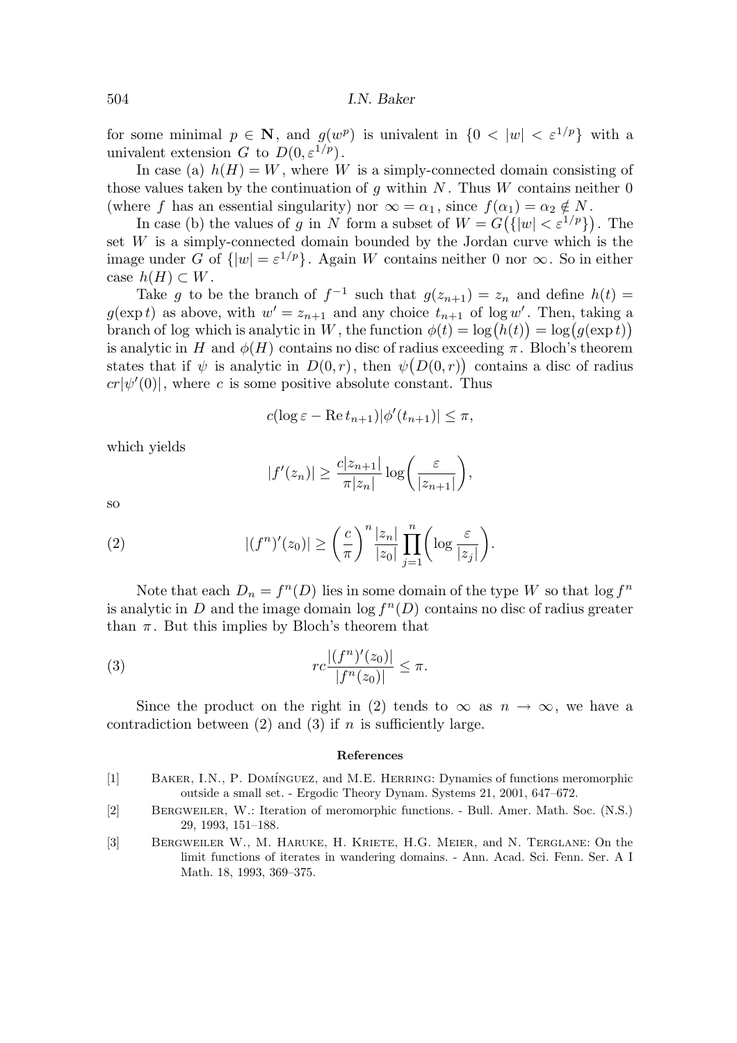for some minimal $p \in \mathbf{N}$, and $g(w^p)$ is univalent in $\{0 < |w| < \varepsilon^{1/p}\}$ with a univalent extension $G$ to $D(0, \varepsilon^{1/p})$.

In case (a) $h(H) = W$, where $W$ is a simply-connected domain consisting of those values taken by the continuation of $g$ within $N$. Thus $W$ contains neither 0 (where $f$ has an essential singularity) nor $\infty = \alpha_1$, since $f(\alpha_1) = \alpha_2 \notin N$.

In case (b) the values of $g$ in $N$ form a subset of $W = G\bigl(\{|w| < \varepsilon^{1/p}\}\bigr)$. The set $W$ is a simply-connected domain bounded by the Jordan curve which is the image under $G$ of $\{|w| = \varepsilon^{1/p}\}$. Again $W$ contains neither 0 nor $\infty$. So in either case $h(H) \subset W$.

Take $g$ to be the branch of $f^{-1}$ such that $g(z_{n+1}) = z_n$ and define $h(t) = g(\exp t)$ as above, with $w' = z_{n+1}$ and any choice $t_{n+1}$ of $\log w'$. Then, taking a branch of log which is analytic in $W$, the function $\phi(t) = \log\bigl(h(t)\bigr) = \log\bigl(g(\exp t)\bigr)$ is analytic in $H$ and $\phi(H)$ contains no disc of radius exceeding $\pi$. Bloch's theorem states that if $\psi$ is analytic in $D(0, r)$, then $\psi\bigl(D(0, r)\bigr)$ contains a disc of radius $cr|\psi'(0)|$, where $c$ is some positive absolute constant. Thus

$$c(\log \varepsilon - \operatorname{Re} t_{n+1})|\phi'(t_{n+1})| \le \pi,$$

which yields

$$|f'(z_n)| \ge \frac{c|z_{n+1}|}{\pi |z_n|} \log\biggl(\frac{\varepsilon}{|z_{n+1}|}\biggr),$$

so

$$|(f^n)'(z_0)| \ge \Bigl(\frac{c}{\pi}\Bigr)^n \frac{|z_n|}{|z_0|} \prod_{j=1}^{n} \biggl(\log \frac{\varepsilon}{|z_j|}\biggr). \tag{2}$$

Note that each $D_n = f^n(D)$ lies in some domain of the type $W$ so that $\log f^n$ is analytic in $D$ and the image domain $\log f^n(D)$ contains no disc of radius greater than $\pi$. But this implies by Bloch's theorem that

$$rc \frac{|(f^n)'(z_0)|}{|f^n(z_0)|} \le \pi. \tag{3}$$

Since the product on the right in (2) tends to $\infty$ as $n \to \infty$, we have a contradiction between (2) and (3) if $n$ is sufficiently large.

## References

[1] Baker, I.N., P. Domínguez, and M.E. Herring: Dynamics of functions meromorphic outside a small set. - Ergodic Theory Dynam. Systems 21, 2001, 647–672.

[2] Bergweiler, W.: Iteration of meromorphic functions. - Bull. Amer. Math. Soc. (N.S.) 29, 1993, 151–188.

[3] Bergweiler W., M. Haruke, H. Kriete, H.G. Meier, and N. Terglane: On the limit functions of iterates in wandering domains. - Ann. Acad. Sci. Fenn. Ser. A I Math. 18, 1993, 369–375.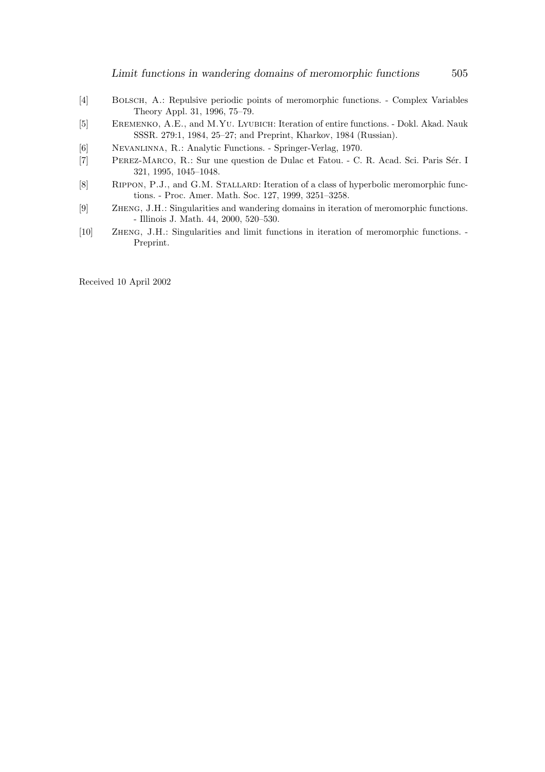[4] Bolsch, A.: Repulsive periodic points of meromorphic functions. - Complex Variables Theory Appl. 31, 1996, 75–79.

[5] Eremenko, A.E., and M.Yu. Lyubich: Iteration of entire functions. - Dokl. Akad. Nauk SSSR. 279:1, 1984, 25–27; and Preprint, Kharkov, 1984 (Russian).

[6] Nevanlinna, R.: Analytic Functions. - Springer-Verlag, 1970.

[7] Perez-Marco, R.: Sur une question de Dulac et Fatou. - C. R. Acad. Sci. Paris Sér. I 321, 1995, 1045–1048.

[8] Rippon, P.J., and G.M. Stallard: Iteration of a class of hyperbolic meromorphic functions. - Proc. Amer. Math. Soc. 127, 1999, 3251–3258.

[9] Zheng, J.H.: Singularities and wandering domains in iteration of meromorphic functions. - Illinois J. Math. 44, 2000, 520–530.

[10] Zheng, J.H.: Singularities and limit functions in iteration of meromorphic functions. - Preprint.

Received 10 April 2002